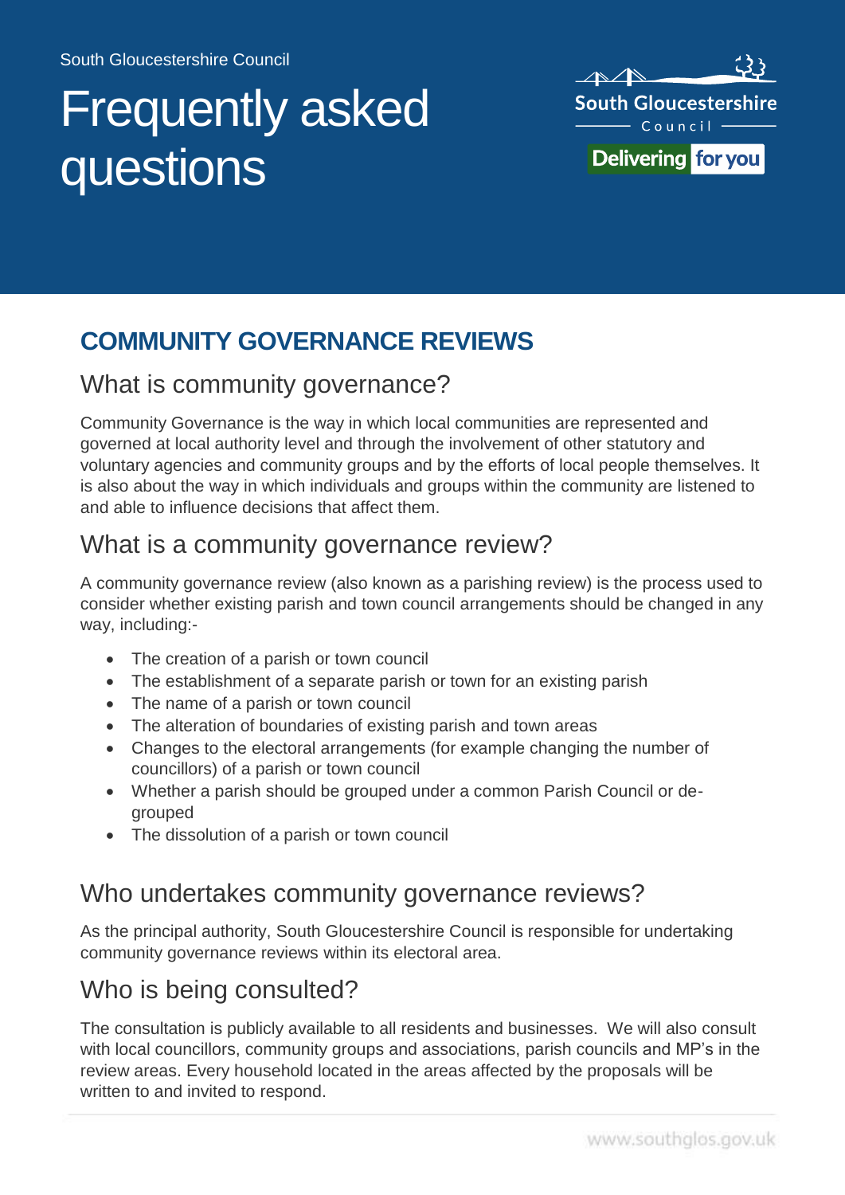South Gloucestershire Council

# Frequently asked questions

## COMMUNITY GOVERNANCE REVIEWS

### What is community governance?

Community Governance is the way in which local communities are represented and governed at local authority level and through the involvement of other statutory and voluntary agencies and community groups and by the efforts of local people themselves. It is also about the way in which individuals and groups within the community are listened to and able to influence decisions that affect them.

### What is a community governance review?

A community governance review (also known as a parishing review) is the process used to consider whether existing parish and town council arrangements should be changed in any way, including:-

- The creation of a parish or town council
- The establishment of a separate parish or town for an existing parish
- The name of a parish or town council
- The alteration of boundaries of existing parish and town areas
- Changes to the electoral arrangements (for example changing the number of councillors) of a parish or town council
- Whether a parish should be grouped under a common Parish Council or de-grouped
- The dissolution of a parish or town council

### Who undertakes community governance reviews?

As the principal authority, South Gloucestershire Council is responsible for undertaking community governance reviews within its electoral area.

### Who is being consulted?

The consultation is publicly available to all residents and businesses. We will also consult with local councillors, community groups and associations, parish councils and MP's in the review areas. Every household located in the areas affected by the proposals will be written to and invited to respond.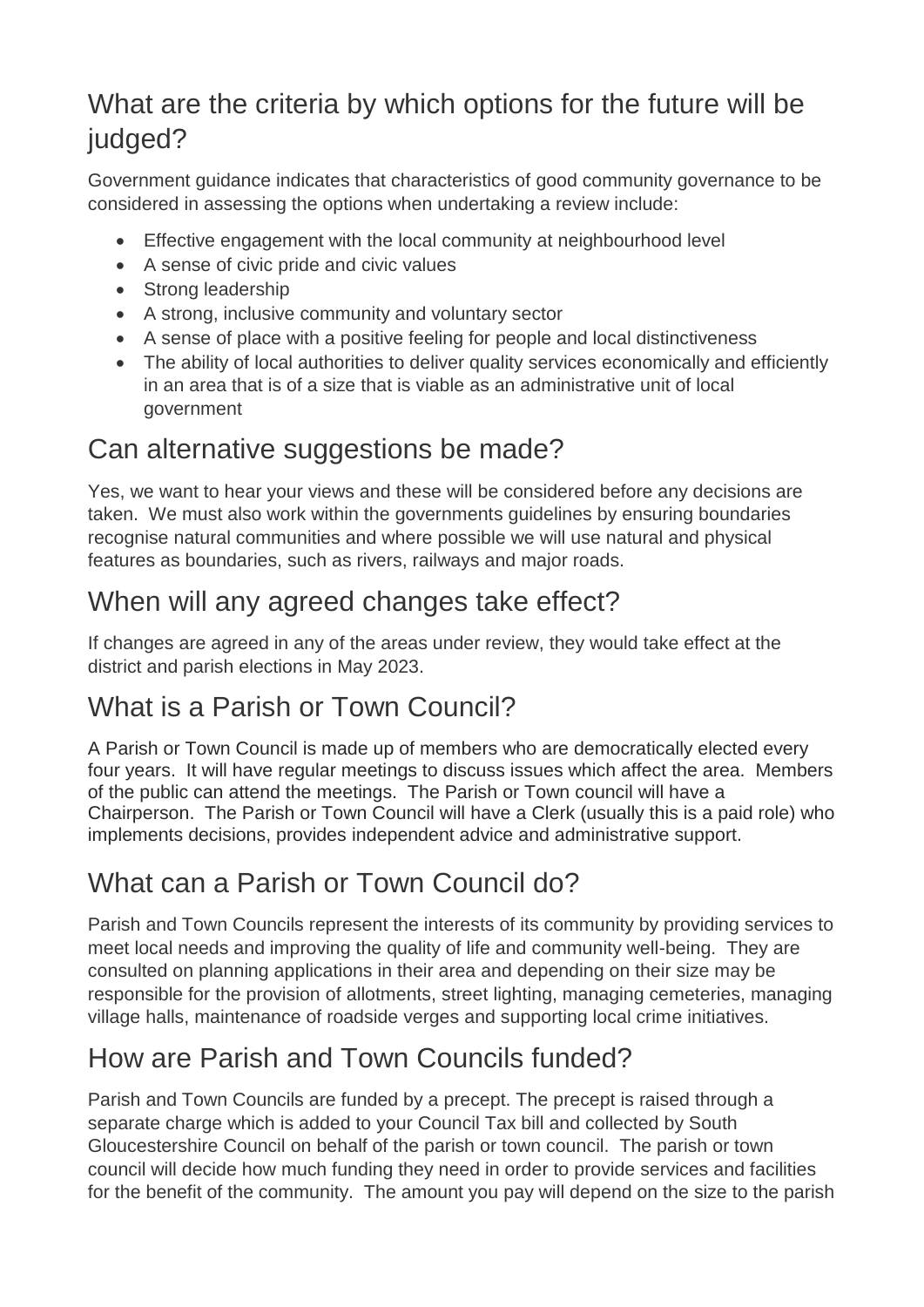## What are the criteria by which options for the future will be judged?

Government guidance indicates that characteristics of good community governance to be considered in assessing the options when undertaking a review include:

- Effective engagement with the local community at neighbourhood level
- A sense of civic pride and civic values
- Strong leadership
- A strong, inclusive community and voluntary sector
- A sense of place with a positive feeling for people and local distinctiveness
- The ability of local authorities to deliver quality services economically and efficiently in an area that is of a size that is viable as an administrative unit of local government

## Can alternative suggestions be made?

Yes, we want to hear your views and these will be considered before any decisions are taken. We must also work within the governments guidelines by ensuring boundaries recognise natural communities and where possible we will use natural and physical features as boundaries, such as rivers, railways and major roads.

## When will any agreed changes take effect?

If changes are agreed in any of the areas under review, they would take effect at the district and parish elections in May 2023.

## What is a Parish or Town Council?

A Parish or Town Council is made up of members who are democratically elected every four years. It will have regular meetings to discuss issues which affect the area. Members of the public can attend the meetings. The Parish or Town council will have a Chairperson. The Parish or Town Council will have a Clerk (usually this is a paid role) who implements decisions, provides independent advice and administrative support.

## What can a Parish or Town Council do?

Parish and Town Councils represent the interests of its community by providing services to meet local needs and improving the quality of life and community well-being. They are consulted on planning applications in their area and depending on their size may be responsible for the provision of allotments, street lighting, managing cemeteries, managing village halls, maintenance of roadside verges and supporting local crime initiatives.

## How are Parish and Town Councils funded?

Parish and Town Councils are funded by a precept. The precept is raised through a separate charge which is added to your Council Tax bill and collected by South Gloucestershire Council on behalf of the parish or town council. The parish or town council will decide how much funding they need in order to provide services and facilities for the benefit of the community. The amount you pay will depend on the size to the parish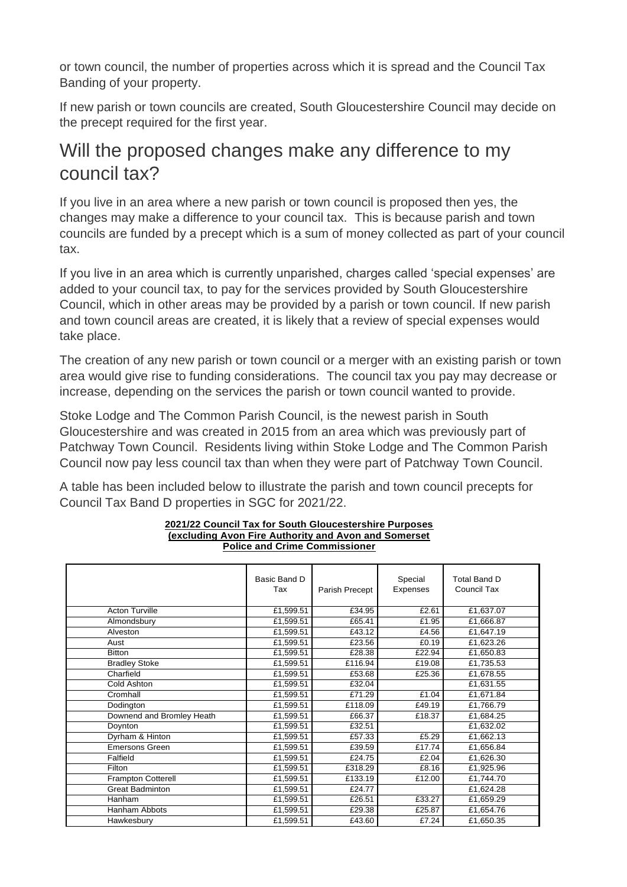or town council, the number of properties across which it is spread and the Council Tax Banding of your property.

If new parish or town councils are created, South Gloucestershire Council may decide on the precept required for the first year.

## Will the proposed changes make any difference to my council tax?

If you live in an area where a new parish or town council is proposed then yes, the changes may make a difference to your council tax. This is because parish and town councils are funded by a precept which is a sum of money collected as part of your council tax.

If you live in an area which is currently unparished, charges called 'special expenses' are added to your council tax, to pay for the services provided by South Gloucestershire Council, which in other areas may be provided by a parish or town council. If new parish and town council areas are created, it is likely that a review of special expenses would take place.

The creation of any new parish or town council or a merger with an existing parish or town area would give rise to funding considerations. The council tax you pay may decrease or increase, depending on the services the parish or town council wanted to provide.

Stoke Lodge and The Common Parish Council, is the newest parish in South Gloucestershire and was created in 2015 from an area which was previously part of Patchway Town Council. Residents living within Stoke Lodge and The Common Parish Council now pay less council tax than when they were part of Patchway Town Council.

A table has been included below to illustrate the parish and town council precepts for Council Tax Band D properties in SGC for 2021/22.

**2021/22 Council Tax for South Gloucestershire Purposes (excluding Avon Fire Authority and Avon and Somerset Police and Crime Commissioner**

| | Basic Band D Tax | Parish Precept | Special Expenses | Total Band D Council Tax |
|---|---|---|---|---|
| Acton Turville | £1,599.51 | £34.95 | £2.61 | £1,637.07 |
| Almondsbury | £1,599.51 | £65.41 | £1.95 | £1,666.87 |
| Alveston | £1,599.51 | £43.12 | £4.56 | £1,647.19 |
| Aust | £1,599.51 | £23.56 | £0.19 | £1,623.26 |
| Bitton | £1,599.51 | £28.38 | £22.94 | £1,650.83 |
| Bradley Stoke | £1,599.51 | £116.94 | £19.08 | £1,735.53 |
| Charfield | £1,599.51 | £53.68 | £25.36 | £1,678.55 |
| Cold Ashton | £1,599.51 | £32.04 | | £1,631.55 |
| Cromhall | £1,599.51 | £71.29 | £1.04 | £1,671.84 |
| Dodington | £1,599.51 | £118.09 | £49.19 | £1,766.79 |
| Downend and Bromley Heath | £1,599.51 | £66.37 | £18.37 | £1,684.25 |
| Doynton | £1,599.51 | £32.51 | | £1,632.02 |
| Dyrham & Hinton | £1,599.51 | £57.33 | £5.29 | £1,662.13 |
| Emersons Green | £1,599.51 | £39.59 | £17.74 | £1,656.84 |
| Falfield | £1,599.51 | £24.75 | £2.04 | £1,626.30 |
| Filton | £1,599.51 | £318.29 | £8.16 | £1,925.96 |
| Frampton Cotterell | £1,599.51 | £133.19 | £12.00 | £1,744.70 |
| Great Badminton | £1,599.51 | £24.77 | | £1,624.28 |
| Hanham | £1,599.51 | £26.51 | £33.27 | £1,659.29 |
| Hanham Abbots | £1,599.51 | £29.38 | £25.87 | £1,654.76 |
| Hawkesbury | £1,599.51 | £43.60 | £7.24 | £1,650.35 |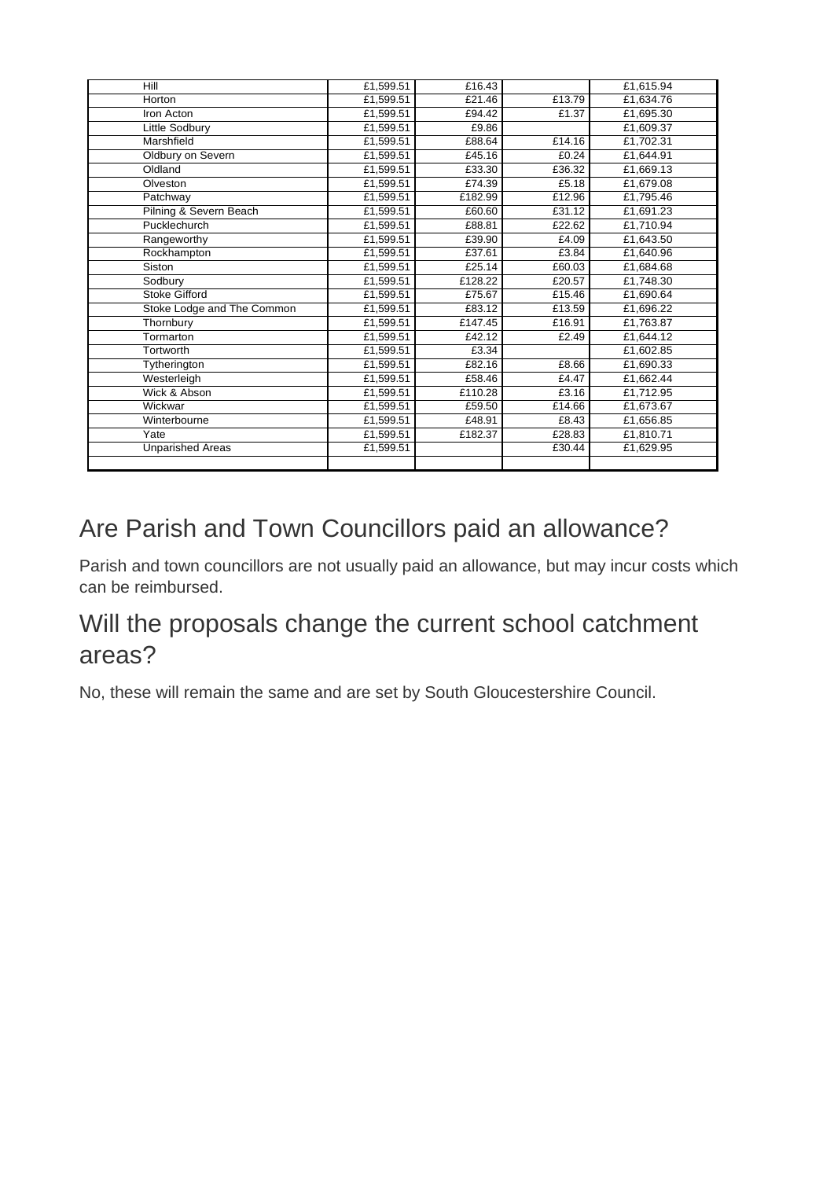| | | | | |
|---|---|---|---|---|
| Hill | £1,599.51 | £16.43 | | £1,615.94 |
| Horton | £1,599.51 | £21.46 | £13.79 | £1,634.76 |
| Iron Acton | £1,599.51 | £94.42 | £1.37 | £1,695.30 |
| Little Sodbury | £1,599.51 | £9.86 | | £1,609.37 |
| Marshfield | £1,599.51 | £88.64 | £14.16 | £1,702.31 |
| Oldbury on Severn | £1,599.51 | £45.16 | £0.24 | £1,644.91 |
| Oldland | £1,599.51 | £33.30 | £36.32 | £1,669.13 |
| Olveston | £1,599.51 | £74.39 | £5.18 | £1,679.08 |
| Patchway | £1,599.51 | £182.99 | £12.96 | £1,795.46 |
| Pilning & Severn Beach | £1,599.51 | £60.60 | £31.12 | £1,691.23 |
| Pucklechurch | £1,599.51 | £88.81 | £22.62 | £1,710.94 |
| Rangeworthy | £1,599.51 | £39.90 | £4.09 | £1,643.50 |
| Rockhampton | £1,599.51 | £37.61 | £3.84 | £1,640.96 |
| Siston | £1,599.51 | £25.14 | £60.03 | £1,684.68 |
| Sodbury | £1,599.51 | £128.22 | £20.57 | £1,748.30 |
| Stoke Gifford | £1,599.51 | £75.67 | £15.46 | £1,690.64 |
| Stoke Lodge and The Common | £1,599.51 | £83.12 | £13.59 | £1,696.22 |
| Thornbury | £1,599.51 | £147.45 | £16.91 | £1,763.87 |
| Tormarton | £1,599.51 | £42.12 | £2.49 | £1,644.12 |
| Tortworth | £1,599.51 | £3.34 | | £1,602.85 |
| Tytherington | £1,599.51 | £82.16 | £8.66 | £1,690.33 |
| Westerleigh | £1,599.51 | £58.46 | £4.47 | £1,662.44 |
| Wick & Abson | £1,599.51 | £110.28 | £3.16 | £1,712.95 |
| Wickwar | £1,599.51 | £59.50 | £14.66 | £1,673.67 |
| Winterbourne | £1,599.51 | £48.91 | £8.43 | £1,656.85 |
| Yate | £1,599.51 | £182.37 | £28.83 | £1,810.71 |
| Unparished Areas | £1,599.51 | | £30.44 | £1,629.95 |
| | | | | |

## Are Parish and Town Councillors paid an allowance?

Parish and town councillors are not usually paid an allowance, but may incur costs which can be reimbursed.

## Will the proposals change the current school catchment areas?

No, these will remain the same and are set by South Gloucestershire Council.